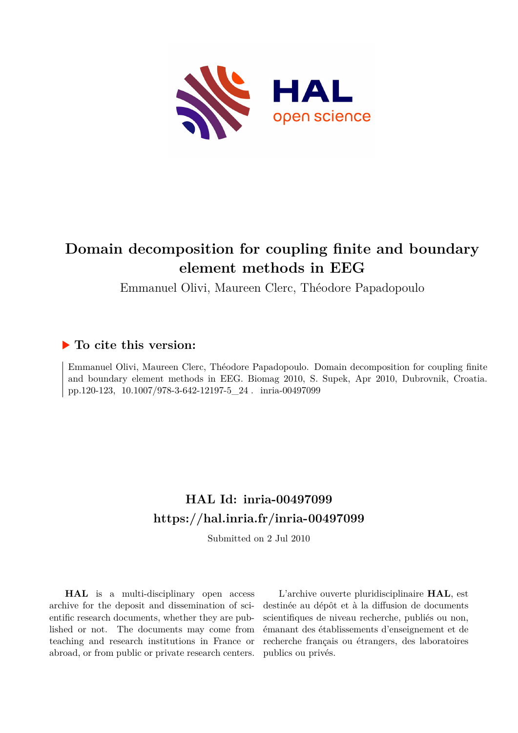# Domain decomposition for coupling finite and boundary element methods in EEG

Emmanuel Olivi, Maureen Clerc, Théodore Papadopoulo

## ▶ To cite this version:

Emmanuel Olivi, Maureen Clerc, Théodore Papadopoulo. Domain decomposition for coupling finite and boundary element methods in EEG. Biomag 2010, S. Supek, Apr 2010, Dubrovnik, Croatia. pp.120-123, 10.1007/978-3-642-12197-5_24 . inria-00497099

## HAL Id: inria-00497099

## https://hal.inria.fr/inria-00497099

Submitted on 2 Jul 2010

**HAL** is a multi-disciplinary open access archive for the deposit and dissemination of scientific research documents, whether they are published or not. The documents may come from teaching and research institutions in France or abroad, or from public or private research centers.

L'archive ouverte pluridisciplinaire **HAL**, est destinée au dépôt et à la diffusion de documents scientifiques de niveau recherche, publiés ou non, émanant des établissements d'enseignement et de recherche français ou étrangers, des laboratoires publics ou privés.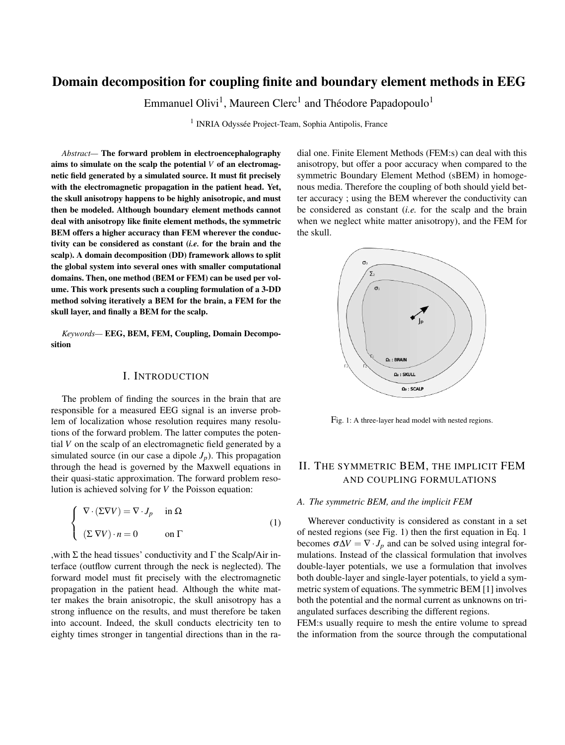# Domain decomposition for coupling finite and boundary element methods in EEG

Emmanuel Olivi[1], Maureen Clerc[1] and Théodore Papadopoulo[1]

[1] INRIA Odyssée Project-Team, Sophia Antipolis, France

*Abstract—* **The forward problem in electroencephalography aims to simulate on the scalp the potential $V$ of an electromagnetic field generated by a simulated source. It must fit precisely with the electromagnetic propagation in the patient head. Yet, the skull anisotropy happens to be highly anisotropic, and must then be modeled. Although boundary element methods cannot deal with anisotropy like finite element methods, the symmetric BEM offers a higher accuracy than FEM wherever the conductivity can be considered as constant (*i.e.* for the brain and the scalp). A domain decomposition (DD) framework allows to split the global system into several ones with smaller computational domains. Then, one method (BEM or FEM) can be used per volume. This work presents such a coupling formulation of a 3-DD method solving iteratively a BEM for the brain, a FEM for the skull layer, and finally a BEM for the scalp.**

*Keywords—* **EEG, BEM, FEM, Coupling, Domain Decomposition**

## I. Introduction

The problem of finding the sources in the brain that are responsible for a measured EEG signal is an inverse problem of localization whose resolution requires many resolutions of the forward problem. The latter computes the potential $V$ on the scalp of an electromagnetic field generated by a simulated source (in our case a dipole $J_p$). This propagation through the head is governed by the Maxwell equations in their quasi-static approximation. The forward problem resolution is achieved solving for $V$ the Poisson equation:

$$\begin{cases} \nabla \cdot (\Sigma \nabla V) = \nabla \cdot J_p & \text{in } \Omega \\ (\Sigma \, \nabla V) \cdot n = 0 & \text{on } \Gamma \end{cases} \tag{1}$$

,with $\Sigma$ the head tissues' conductivity and $\Gamma$ the Scalp/Air interface (outflow current through the neck is neglected). The forward model must fit precisely with the electromagnetic propagation in the patient head. Although the white matter makes the brain anisotropic, the skull anisotropy has a strong influence on the results, and must therefore be taken into account. Indeed, the skull conducts electricity ten to eighty times stronger in tangential directions than in the radial one. Finite Element Methods (FEM:s) can deal with this anisotropy, but offer a poor accuracy when compared to the symmetric Boundary Element Method (sBEM) in homogenous media. Therefore the coupling of both should yield better accuracy ; using the BEM wherever the conductivity can be considered as constant (*i.e.* for the scalp and the brain when we neglect white matter anisotropy), and the FEM for the skull.

Fig. 1: A three-layer head model with nested regions.

## II. The symmetric BEM, the implicit FEM and coupling formulations

### A. The symmetric BEM, and the implicit FEM

Wherever conductivity is considered as constant in a set of nested regions (see Fig. 1) then the first equation in Eq. 1 becomes $\sigma \Delta V = \nabla \cdot J_p$ and can be solved using integral formulations. Instead of the classical formulation that involves double-layer potentials, we use a formulation that involves both double-layer and single-layer potentials, to yield a symmetric system of equations. The symmetric BEM [1] involves both the potential and the normal current as unknowns on triangulated surfaces describing the different regions.

FEM:s usually require to mesh the entire volume to spread the information from the source through the computational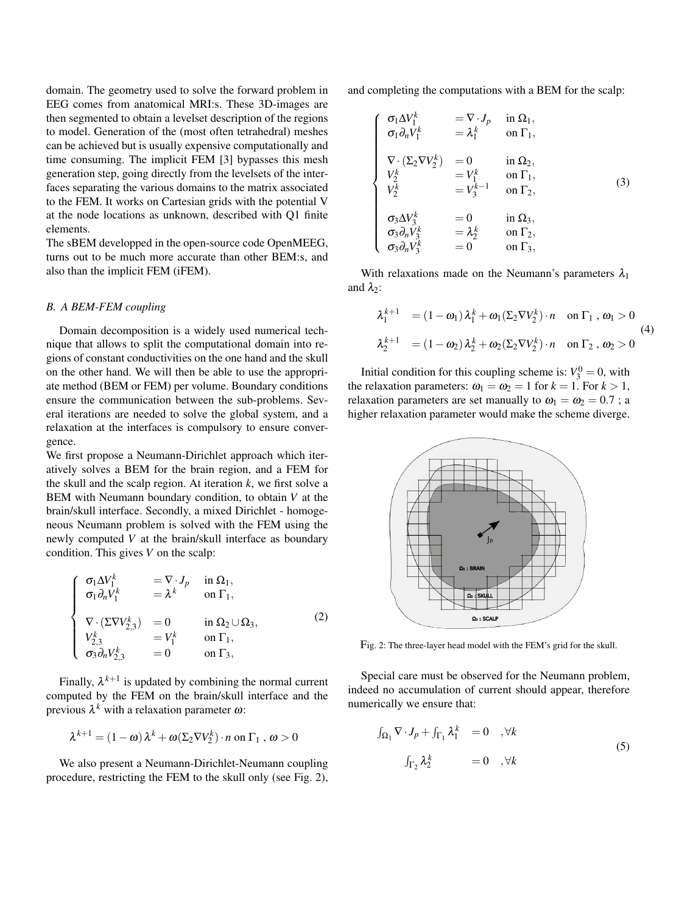domain. The geometry used to solve the forward problem in EEG comes from anatomical MRI:s. These 3D-images are then segmented to obtain a levelset description of the regions to model. Generation of the (most often tetrahedral) meshes can be achieved but is usually expensive computationally and time consuming. The implicit FEM [3] bypasses this mesh generation step, going directly from the levelsets of the interfaces separating the various domains to the matrix associated to the FEM. It works on Cartesian grids with the potential V at the node locations as unknown, described with Q1 finite elements.

The sBEM developped in the open-source code OpenMEEG, turns out to be much more accurate than other BEM:s, and also than the implicit FEM (iFEM).

### *B. A BEM-FEM coupling*

Domain decomposition is a widely used numerical technique that allows to split the computational domain into regions of constant conductivities on the one hand and the skull on the other hand. We will then be able to use the appropriate method (BEM or FEM) per volume. Boundary conditions ensure the communication between the sub-problems. Several iterations are needed to solve the global system, and a relaxation at the interfaces is compulsory to ensure convergence.

We first propose a Neumann-Dirichlet approach which iteratively solves a BEM for the brain region, and a FEM for the skull and the scalp region. At iteration $k$, we first solve a BEM with Neumann boundary condition, to obtain $V$ at the brain/skull interface. Secondly, a mixed Dirichlet - homogeneous Neumann problem is solved with the FEM using the newly computed $V$ at the brain/skull interface as boundary condition. This gives $V$ on the scalp:

$$
\begin{cases}
\sigma_1 \Delta V_1^k & = \nabla \cdot J_p \quad \text{in } \Omega_1, \\
\sigma_1 \partial_n V_1^k & = \lambda^k \quad \text{on } \Gamma_1, \\
\\
\nabla \cdot (\Sigma \nabla V_{2,3}^k) & = 0 \quad \text{in } \Omega_2 \cup \Omega_3, \\
V_{2,3}^k & = V_1^k \quad \text{on } \Gamma_1, \\
\sigma_3 \partial_n V_{2,3}^k & = 0 \quad \text{on } \Gamma_3,
\end{cases}
\tag{2}
$$

Finally, $\lambda^{k+1}$ is updated by combining the normal current computed by the FEM on the brain/skull interface and the previous $\lambda^k$ with a relaxation parameter $\omega$:

$$
\lambda^{k+1} = (1-\omega)\,\lambda^k + \omega(\Sigma_2 \nabla V_2^k)\cdot n \text{ on } \Gamma_1 \text{ , } \omega > 0
$$

We also present a Neumann-Dirichlet-Neumann coupling procedure, restricting the FEM to the skull only (see Fig. 2), and completing the computations with a BEM for the scalp:

$$
\begin{cases}
\sigma_1 \Delta V_1^k & = \nabla \cdot J_p \quad \text{in } \Omega_1, \\
\sigma_1 \partial_n V_1^k & = \lambda_1^k \quad \text{on } \Gamma_1, \\
\\
\nabla \cdot (\Sigma_2 \nabla V_2^k) & = 0 \quad \text{in } \Omega_2, \\
V_2^k & = V_1^k \quad \text{on } \Gamma_1, \\
V_2^k & = V_3^{k-1} \quad \text{on } \Gamma_2, \\
\\
\sigma_3 \Delta V_3^k & = 0 \quad \text{in } \Omega_3, \\
\sigma_3 \partial_n V_3^k & = \lambda_2^k \quad \text{on } \Gamma_2, \\
\sigma_3 \partial_n V_3^k & = 0 \quad \text{on } \Gamma_3,
\end{cases}
\tag{3}
$$

With relaxations made on the Neumann's parameters $\lambda_1$ and $\lambda_2$:

$$
\begin{aligned}
\lambda_1^{k+1} &= (1-\omega_1)\,\lambda_1^k + \omega_1(\Sigma_2 \nabla V_2^k)\cdot n \quad \text{on } \Gamma_1 \text{ , } \omega_1 > 0 \\
\lambda_2^{k+1} &= (1-\omega_2)\,\lambda_2^k + \omega_2(\Sigma_2 \nabla V_2^k)\cdot n \quad \text{on } \Gamma_2 \text{ , } \omega_2 > 0
\end{aligned}
\tag{4}
$$

Initial condition for this coupling scheme is: $V_3^0 = 0$, with the relaxation parameters: $\omega_1 = \omega_2 = 1$ for $k = 1$. For $k > 1$, relaxation parameters are set manually to $\omega_1 = \omega_2 = 0.7$ ; a higher relaxation parameter would make the scheme diverge.

Fig. 2: The three-layer head model with the FEM's grid for the skull.

Special care must be observed for the Neumann problem, indeed no accumulation of current should appear, therefore numerically we ensure that:

$$
\begin{aligned}
\int_{\Omega_1} \nabla \cdot J_p + \int_{\Gamma_1} \lambda_1^k &= 0 \quad , \forall k \\
\int_{\Gamma_2} \lambda_2^k &= 0 \quad , \forall k
\end{aligned}
\tag{5}
$$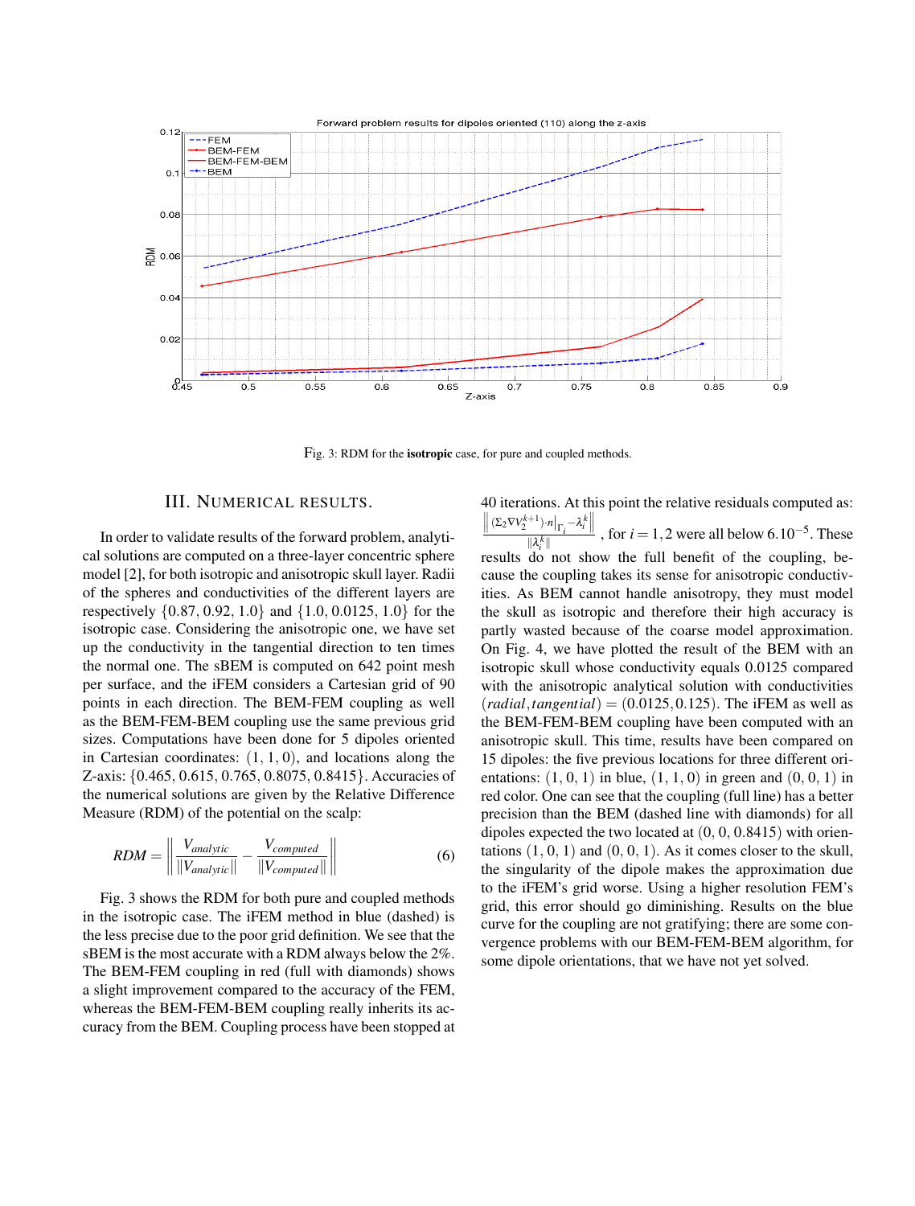Fig. 3: RDM for the **isotropic** case, for pure and coupled methods.

## III. Numerical results.

In order to validate results of the forward problem, analytical solutions are computed on a three-layer concentric sphere model [2], for both isotropic and anisotropic skull layer. Radii of the spheres and conductivities of the different layers are respectively $\{0.87, 0.92, 1.0\}$ and $\{1.0, 0.0125, 1.0\}$ for the isotropic case. Considering the anisotropic one, we have set up the conductivity in the tangential direction to ten times the normal one. The sBEM is computed on 642 point mesh per surface, and the iFEM considers a Cartesian grid of 90 points in each direction. The BEM-FEM coupling as well as the BEM-FEM-BEM coupling use the same previous grid sizes. Computations have been done for 5 dipoles oriented in Cartesian coordinates: $(1,1,0)$, and locations along the Z-axis: $\{0.465, 0.615, 0.765, 0.8075, 0.8415\}$. Accuracies of the numerical solutions are given by the Relative Difference Measure (RDM) of the potential on the scalp:

$$RDM = \left\| \frac{V_{analytic}}{\|V_{analytic}\|} - \frac{V_{computed}}{\|V_{computed}\|} \right\| \quad (6)$$

Fig. 3 shows the RDM for both pure and coupled methods in the isotropic case. The iFEM method in blue (dashed) is the less precise due to the poor grid definition. We see that the sBEM is the most accurate with a RDM always below the 2%. The BEM-FEM coupling in red (full with diamonds) shows a slight improvement compared to the accuracy of the FEM, whereas the BEM-FEM-BEM coupling really inherits its accuracy from the BEM. Coupling process have been stopped at 40 iterations. At this point the relative residuals computed as: $\frac{\left\| (\Sigma_2 \nabla V_2^{k+1}) \cdot n|_{\Gamma_i} - \lambda_i^k \right\|}{\|\lambda_i^k\|}$, for $i = 1,2$ were all below $6.10^{-5}$. These results do not show the full benefit of the coupling, because the coupling takes its sense for anisotropic conductivities. As BEM cannot handle anisotropy, they must model the skull as isotropic and therefore their high accuracy is partly wasted because of the coarse model approximation. On Fig. 4, we have plotted the result of the BEM with an isotropic skull whose conductivity equals 0.0125 compared with the anisotropic analytical solution with conductivities $(radial, tangential) = (0.0125, 0.125)$. The iFEM as well as the BEM-FEM-BEM coupling have been computed with an anisotropic skull. This time, results have been compared on 15 dipoles: the five previous locations for three different orientations: $(1,0,1)$ in blue, $(1,1,0)$ in green and $(0,0,1)$ in red color. One can see that the coupling (full line) has a better precision than the BEM (dashed line with diamonds) for all dipoles expected the two located at $(0,0,0.8415)$ with orientations $(1,0,1)$ and $(0,0,1)$. As it comes closer to the skull, the singularity of the dipole makes the approximation due to the iFEM's grid worse. Using a higher resolution FEM's grid, this error should go diminishing. Results on the blue curve for the coupling are not gratifying; there are some convergence problems with our BEM-FEM-BEM algorithm, for some dipole orientations, that we have not yet solved.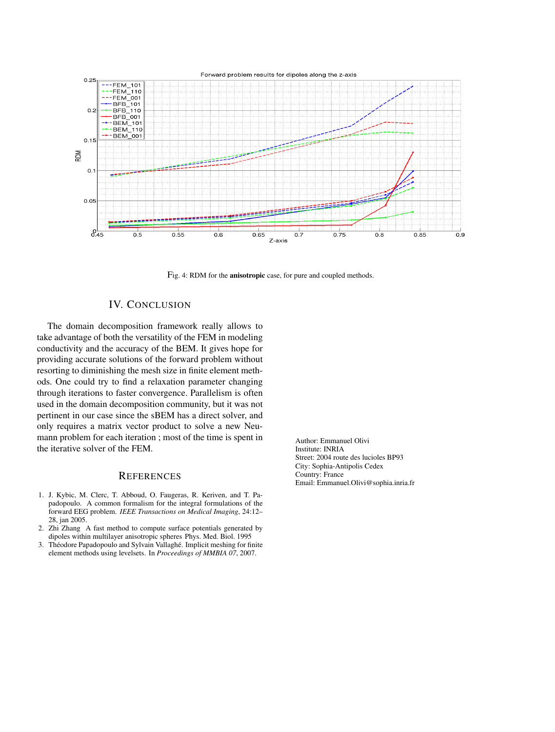Forward problem results for dipoles along the z-axis

RDM

Z-axis

0.25
0.2
0.15
0.1
0.05
0

0.45 0.5 0.55 0.6 0.65 0.7 0.75 0.8 0.85 0.9

FEM_101
FEM_110
FEM_001
BFB_101
BFB_110
BFB_001
BEM_101
BEM_110
BEM_001

Fig. 4: RDM for the **anisotropic** case, for pure and coupled methods.

## IV. Conclusion

The domain decomposition framework really allows to take advantage of both the versatility of the FEM in modeling conductivity and the accuracy of the BEM. It gives hope for providing accurate solutions of the forward problem without resorting to diminishing the mesh size in finite element methods. One could try to find a relaxation parameter changing through iterations to faster convergence. Parallelism is often used in the domain decomposition community, but it was not pertinent in our case since the sBEM has a direct solver, and only requires a matrix vector product to solve a new Neumann problem for each iteration ; most of the time is spent in the iterative solver of the FEM.

## References

1. J. Kybic, M. Clerc, T. Abboud, O. Faugeras, R. Keriven, and T. Papadopoulo. A common formalism for the integral formulations of the forward EEG problem. *IEEE Transactions on Medical Imaging*, 24:12–28, jan 2005.
2. Zhi Zhang A fast method to compute surface potentials generated by dipoles within multilayer anisotropic spheres Phys. Med. Biol. 1995
3. Théodore Papadopoulo and Sylvain Vallaghé. Implicit meshing for finite element methods using levelsets. In *Proceedings of MMBIA 07*, 2007.

Author: Emmanuel Olivi
Institute: INRIA
Street: 2004 route des lucioles BP93
City: Sophia-Antipolis Cedex
Country: France
Email: Emmanuel.Olivi@sophia.inria.fr